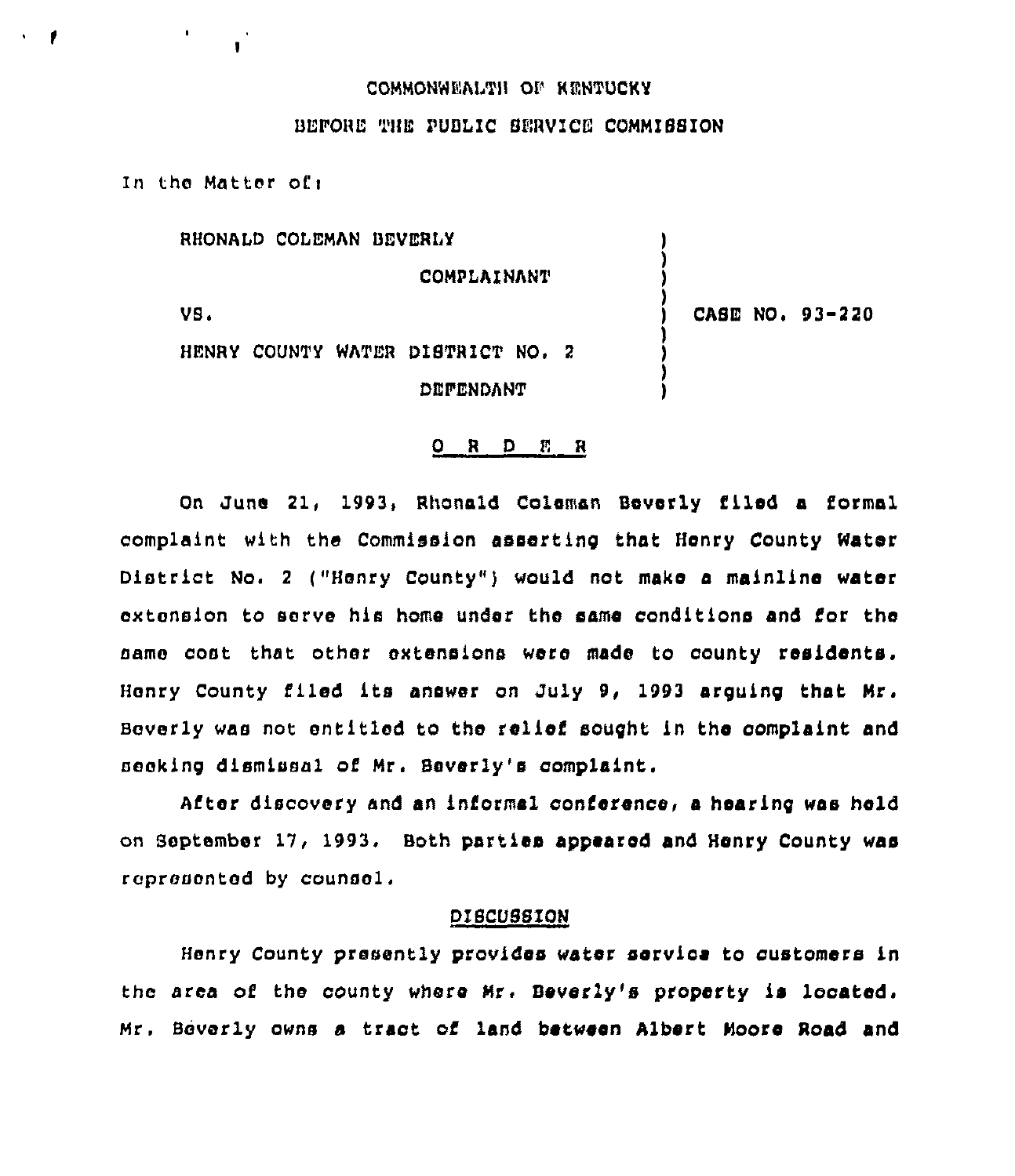COMMONWEALTH OF KENTUCKY

BEFORE THE PUBLIC SERVICE COMMISSION

In the Matter of:

| | | |
|---|---|---|
| RHONALD COLEMAN BEVERLY | ) | |
| COMPLAINANT | ) | |
| VS. | ) | CASE NO. 93-220 |
| HENRY COUNTY WATER DISTRICT NO. 2 | ) | |
| DEFENDANT | ) | |

## O R D E R

On June 21, 1993, Rhonald Coleman Beverly filed a formal complaint with the Commission asserting that Henry County Water District No. 2 ("Henry County") would not make a mainline water extension to serve his home under the same conditions and for the same cost that other extensions were made to county residents. Henry County filed its answer on July 9, 1993 arguing that Mr. Beverly was not entitled to the relief sought in the complaint and seeking dismissal of Mr. Beverly's complaint.

After discovery and an informal conference, a hearing was held on September 17, 1993. Both parties appeared and Henry County was represented by counsel.

### DISCUSSION

Henry County presently provides water service to customers in the area of the county where Mr. Beverly's property is located. Mr. Beverly owns a tract of land between Albert Moore Road and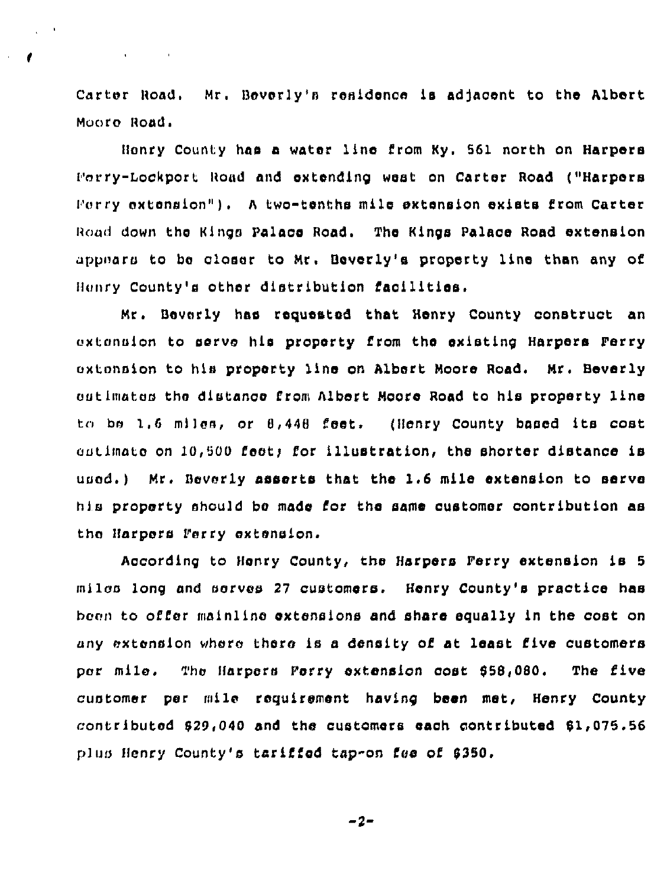Carter Road. Mr. Beverly's residence is adjacent to the Albert Moore Road.

Henry County has a water line from Ky. 561 north on Harpers Ferry-Lockport Road and extending west on Carter Road ("Harpers Ferry extension"). A two-tenths mile extension exists from Carter Road down the Kings Palace Road. The Kings Palace Road extension appears to be closer to Mr. Beverly's property line than any of Henry County's other distribution facilities.

Mr. Beverly has requested that Henry County construct an extension to serve his property from the existing Harpers Ferry extension to his property line on Albert Moore Road. Mr. Beverly estimates the distance from Albert Moore Road to his property line to be 1.6 miles, or 8,448 feet. (Henry County based its cost estimate on 10,500 feet; for illustration, the shorter distance is used.) Mr. Beverly asserts that the 1.6 mile extension to serve his property should be made for the same customer contribution as the Harpers Ferry extension.

According to Henry County, the Harpers Ferry extension is 5 miles long and serves 27 customers. Henry County's practice has been to offer mainline extensions and share equally in the cost on any extension where there is a density of at least five customers per mile. The Harpers Ferry extension cost $58,080. The five customer per mile requirement having been met, Henry County contributed $29,040 and the customers each contributed $1,075.56 plus Henry County's tariffed tap-on fee of $350.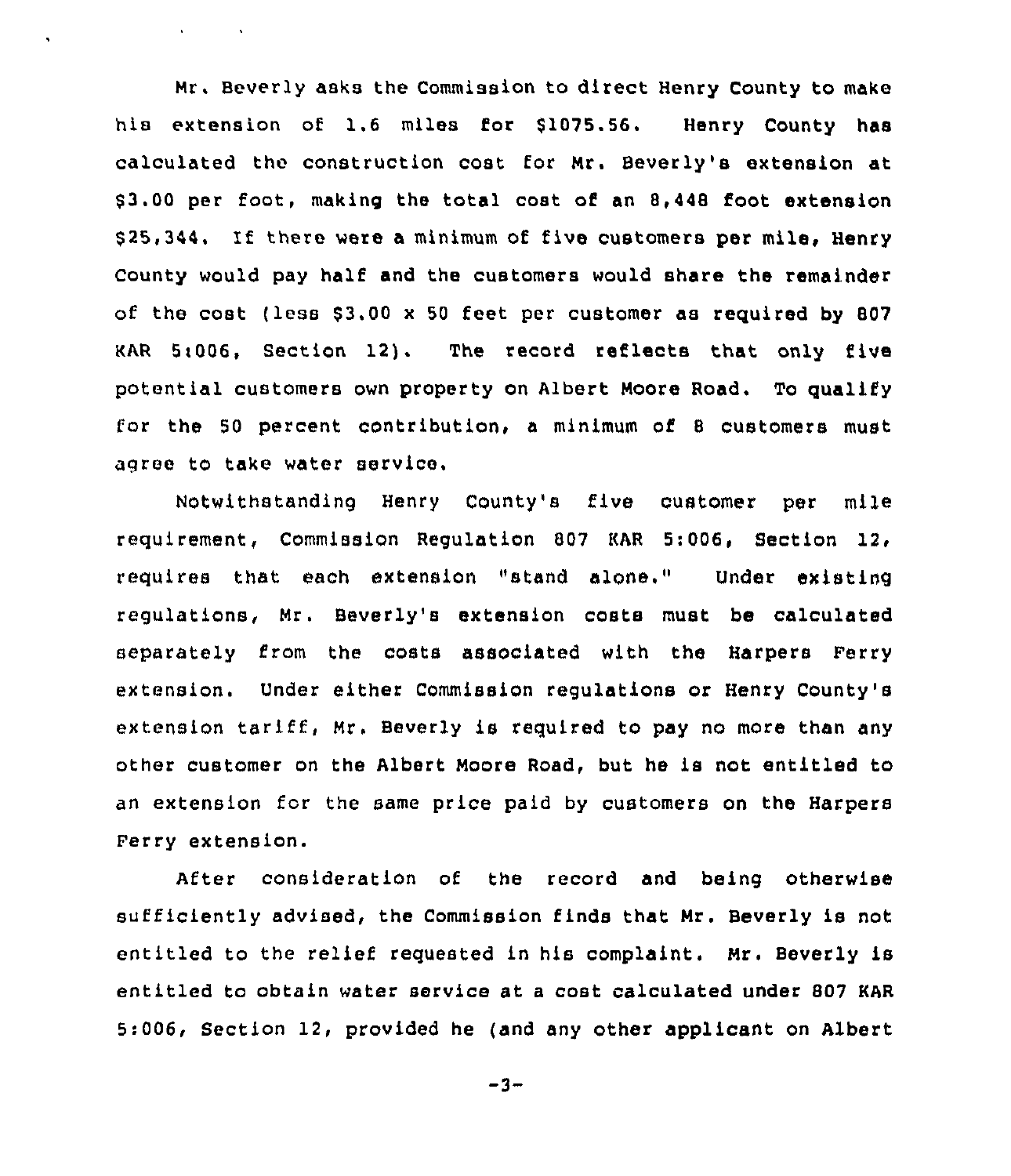Mr. Beverly asks the Commission to direct Henry County to make his extension of 1.6 miles for $1075.56. Henry County has calculated the construction cost for Mr. Beverly's extension at $3.00 per foot, making the total cost of an 8,448 foot extension $25,344. If there were a minimum of five customers per mile, Henry County would pay half and the customers would share the remainder of the cost (less $3.00 x 50 feet per customer as required by 807 KAR 5:006, Section 12). The record reflects that only five potential customers own property on Albert Moore Road. To qualify for the 50 percent contribution, a minimum of 8 customers must agree to take water service.

Notwithstanding Henry County's five customer per mile requirement, Commission Regulation 807 KAR 5:006, Section 12, requires that each extension "stand alone." Under existing regulations, Mr. Beverly's extension costs must be calculated separately from the costs associated with the Harpers Ferry extension. Under either Commission regulations or Henry County's extension tariff, Mr. Beverly is required to pay no more than any other customer on the Albert Moore Road, but he is not entitled to an extension for the same price paid by customers on the Harpers Ferry extension.

After consideration of the record and being otherwise sufficiently advised, the Commission finds that Mr. Beverly is not entitled to the relief requested in his complaint. Mr. Beverly is entitled to obtain water service at a cost calculated under 807 KAR 5:006, Section 12, provided he (and any other applicant on Albert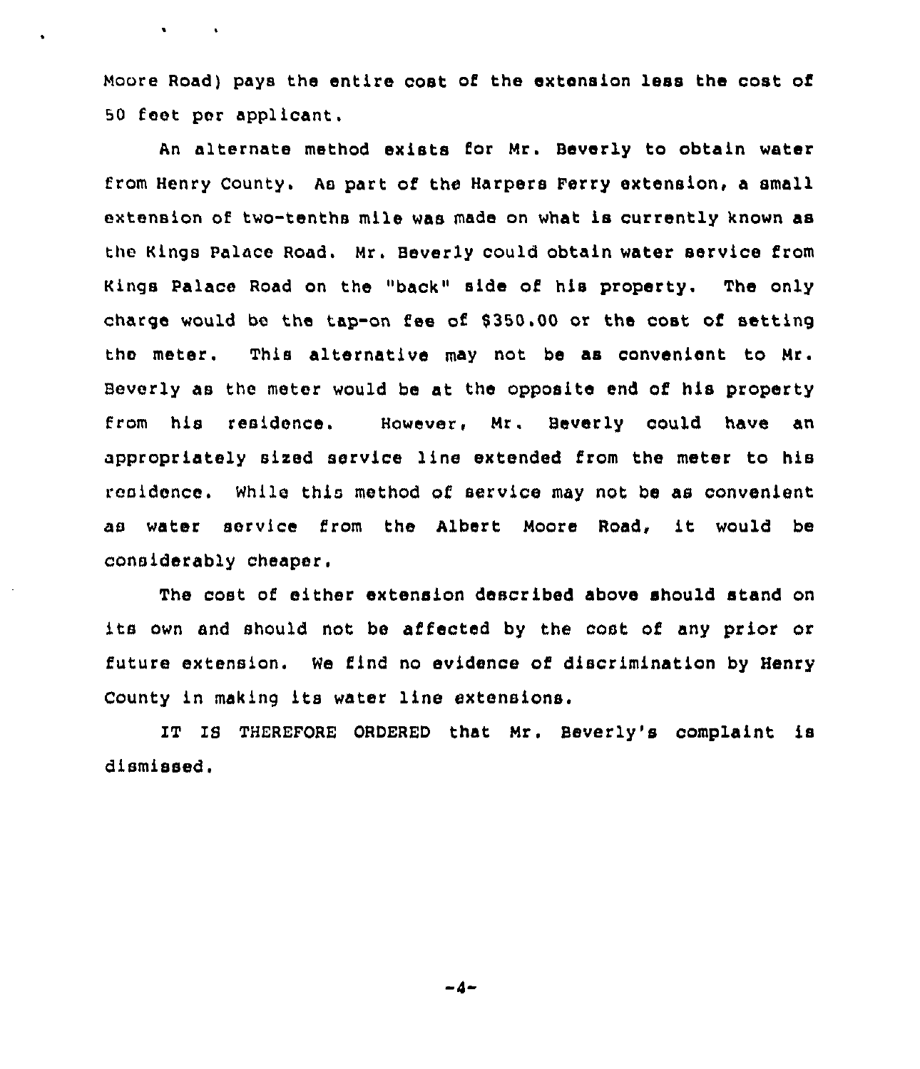Moore Road) pays the entire cost of the extension less the cost of 50 feet per applicant.

An alternate method exists for Mr. Beverly to obtain water from Henry County. As part of the Harpers Ferry extension, a small extension of two-tenths mile was made on what is currently known as the Kings Palace Road. Mr. Beverly could obtain water service from Kings Palace Road on the "back" side of his property. The only charge would be the tap-on fee of $350.00 or the cost of setting the meter. This alternative may not be as convenient to Mr. Beverly as the meter would be at the opposite end of his property from his residence. However, Mr. Beverly could have an appropriately sized service line extended from the meter to his residence. While this method of service may not be as convenient as water service from the Albert Moore Road, it would be considerably cheaper.

The cost of either extension described above should stand on its own and should not be affected by the cost of any prior or future extension. We find no evidence of discrimination by Henry County in making its water line extensions.

IT IS THEREFORE ORDERED that Mr. Beverly's complaint is dismissed.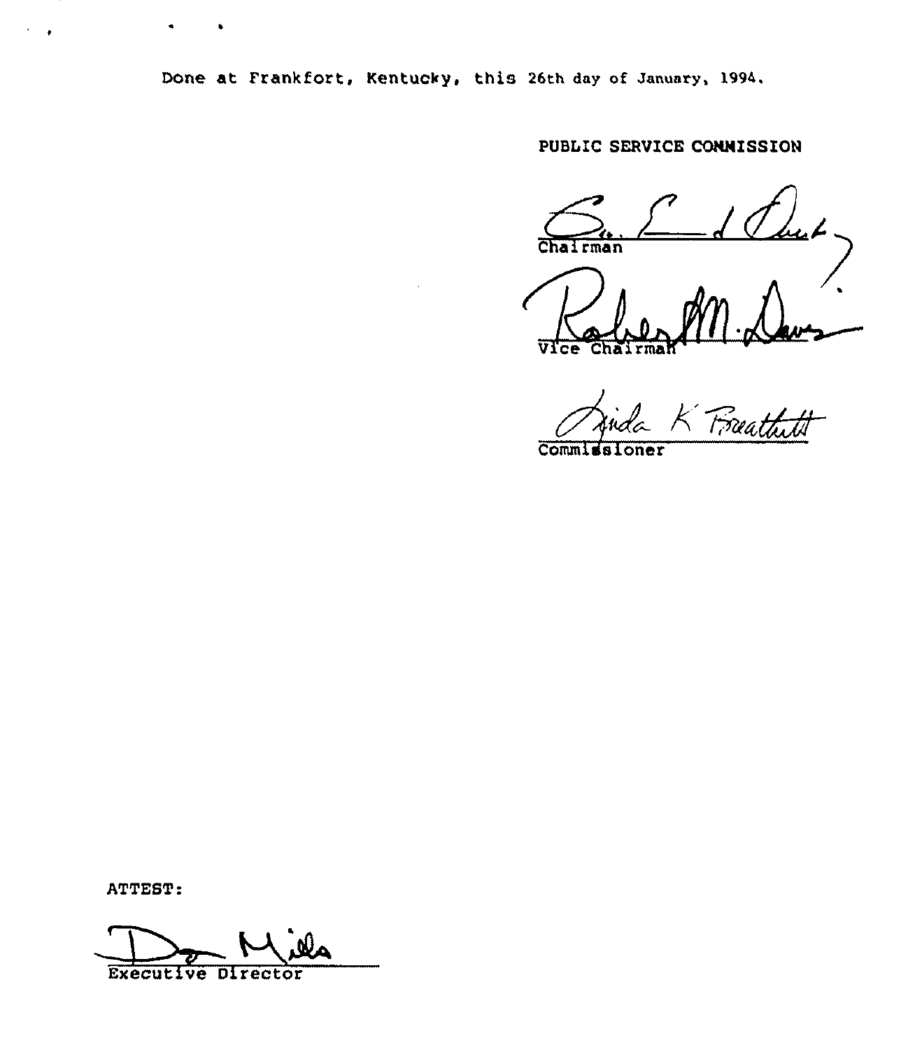Done at Frankfort, Kentucky, this 26th day of January, 1994.

PUBLIC SERVICE COMMISSION

Chairman

Vice Chairman

Commissioner

ATTEST:

Executive Director